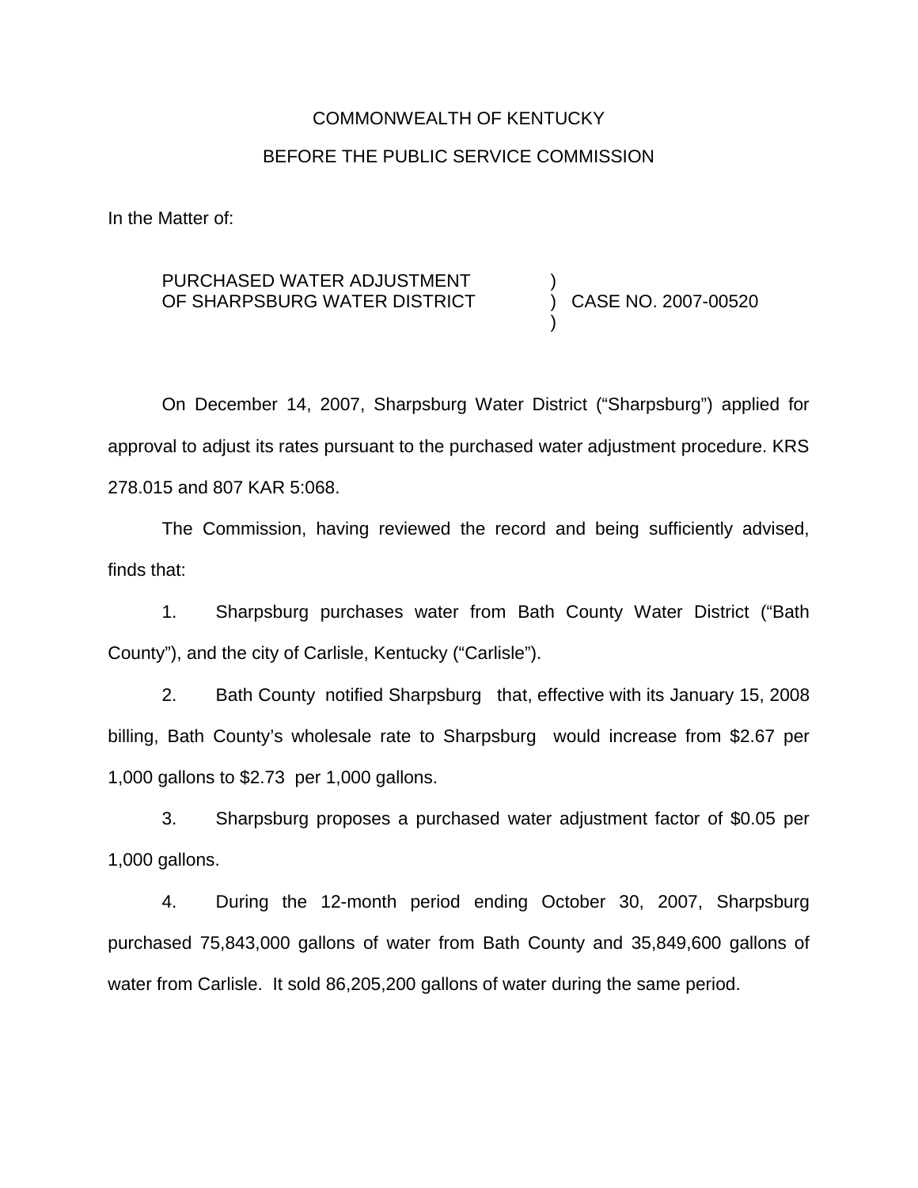COMMONWEALTH OF KENTUCKY

BEFORE THE PUBLIC SERVICE COMMISSION

In the Matter of:

PURCHASED WATER ADJUSTMENT OF SHARPSBURG WATER DISTRICT ) CASE NO. 2007-00520

On December 14, 2007, Sharpsburg Water District ("Sharpsburg") applied for approval to adjust its rates pursuant to the purchased water adjustment procedure. KRS 278.015 and 807 KAR 5:068.

The Commission, having reviewed the record and being sufficiently advised, finds that:

1. Sharpsburg purchases water from Bath County Water District ("Bath County"), and the city of Carlisle, Kentucky ("Carlisle").

2. Bath County notified Sharpsburg that, effective with its January 15, 2008 billing, Bath County's wholesale rate to Sharpsburg would increase from $2.67 per 1,000 gallons to $2.73 per 1,000 gallons.

3. Sharpsburg proposes a purchased water adjustment factor of $0.05 per 1,000 gallons.

4. During the 12-month period ending October 30, 2007, Sharpsburg purchased 75,843,000 gallons of water from Bath County and 35,849,600 gallons of water from Carlisle. It sold 86,205,200 gallons of water during the same period.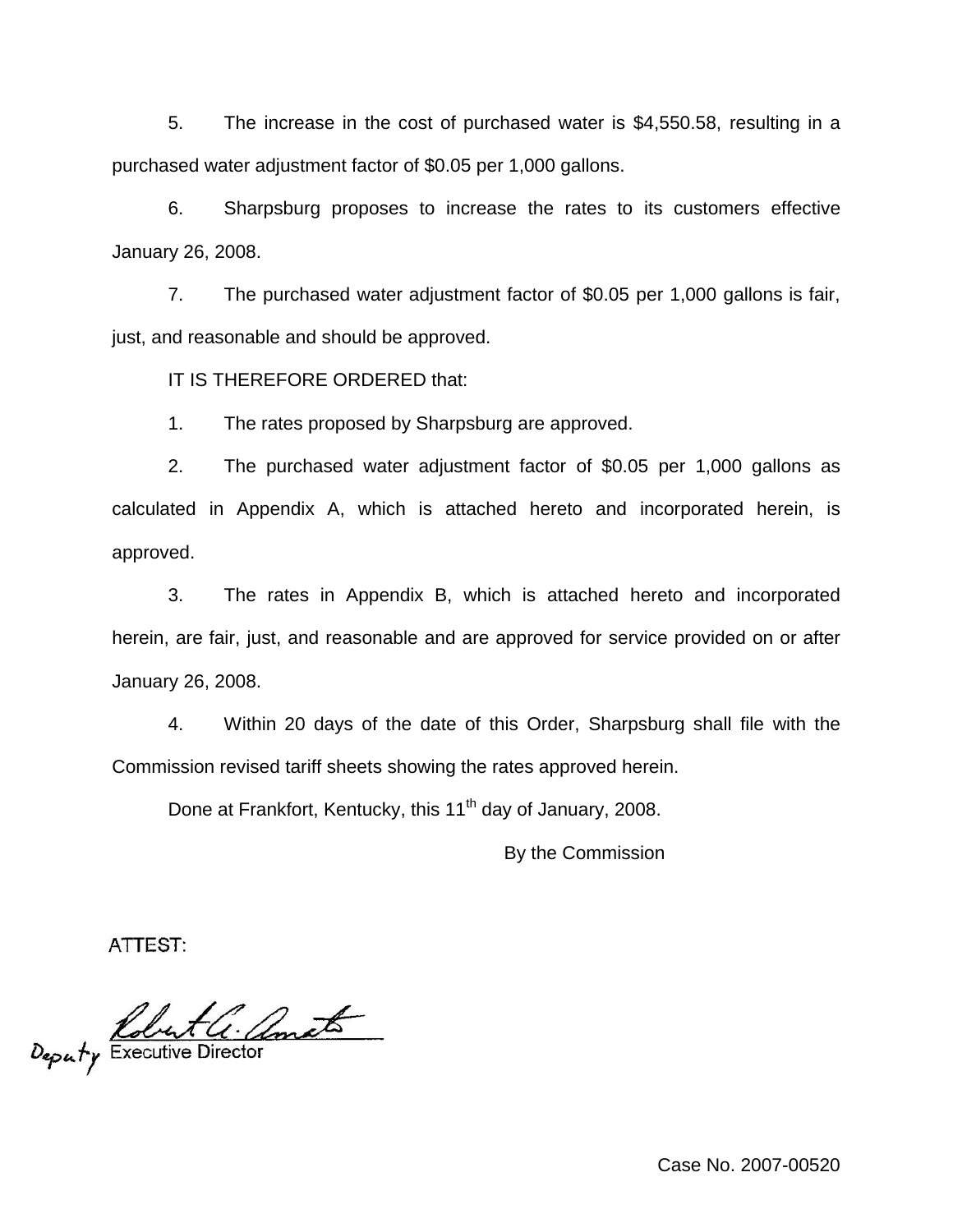5. The increase in the cost of purchased water is $4,550.58, resulting in a purchased water adjustment factor of $0.05 per 1,000 gallons.

6. Sharpsburg proposes to increase the rates to its customers effective January 26, 2008.

7. The purchased water adjustment factor of $0.05 per 1,000 gallons is fair, just, and reasonable and should be approved.

IT IS THEREFORE ORDERED that:

1. The rates proposed by Sharpsburg are approved.

2. The purchased water adjustment factor of $0.05 per 1,000 gallons as calculated in Appendix A, which is attached hereto and incorporated herein, is approved.

3. The rates in Appendix B, which is attached hereto and incorporated herein, are fair, just, and reasonable and are approved for service provided on or after January 26, 2008.

4. Within 20 days of the date of this Order, Sharpsburg shall file with the Commission revised tariff sheets showing the rates approved herein.

Done at Frankfort, Kentucky, this 11th day of January, 2008.

By the Commission

ATTEST:

Robert A. Amato
Deputy Executive Director

Case No. 2007-00520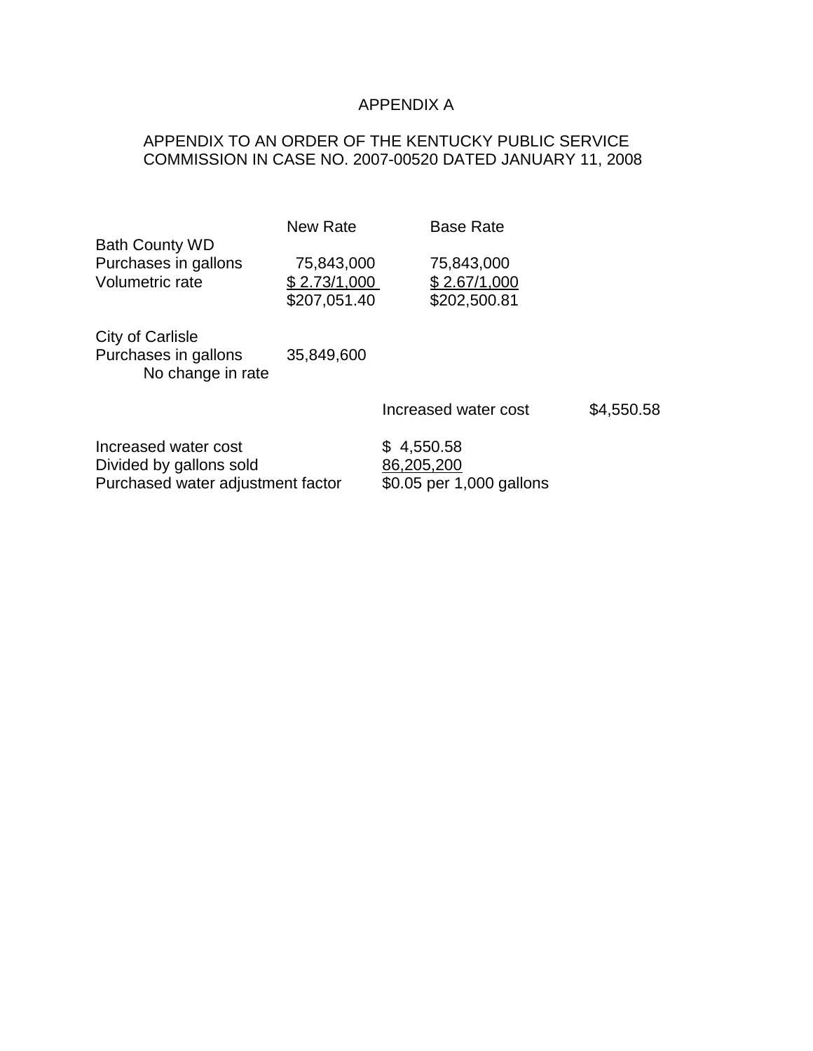# APPENDIX A

APPENDIX TO AN ORDER OF THE KENTUCKY PUBLIC SERVICE COMMISSION IN CASE NO. 2007-00520 DATED JANUARY 11, 2008

| | New Rate | Base Rate | |
|---|---|---|---|
| **Bath County WD** | | | |
| Purchases in gallons | 75,843,000 | 75,843,000 | |
| Volumetric rate | $ 2.73/1,000 | $ 2.67/1,000 | |
| | $207,051.40 | $202,500.81 | |
| **City of Carlisle** | | | |
| Purchases in gallons | 35,849,600 | | |
| No change in rate | | | |
| | | Increased water cost | $4,550.58 |

| | |
|---|---|
| Increased water cost | $ 4,550.58 |
| Divided by gallons sold | 86,205,200 |
| Purchased water adjustment factor | $0.05 per 1,000 gallons |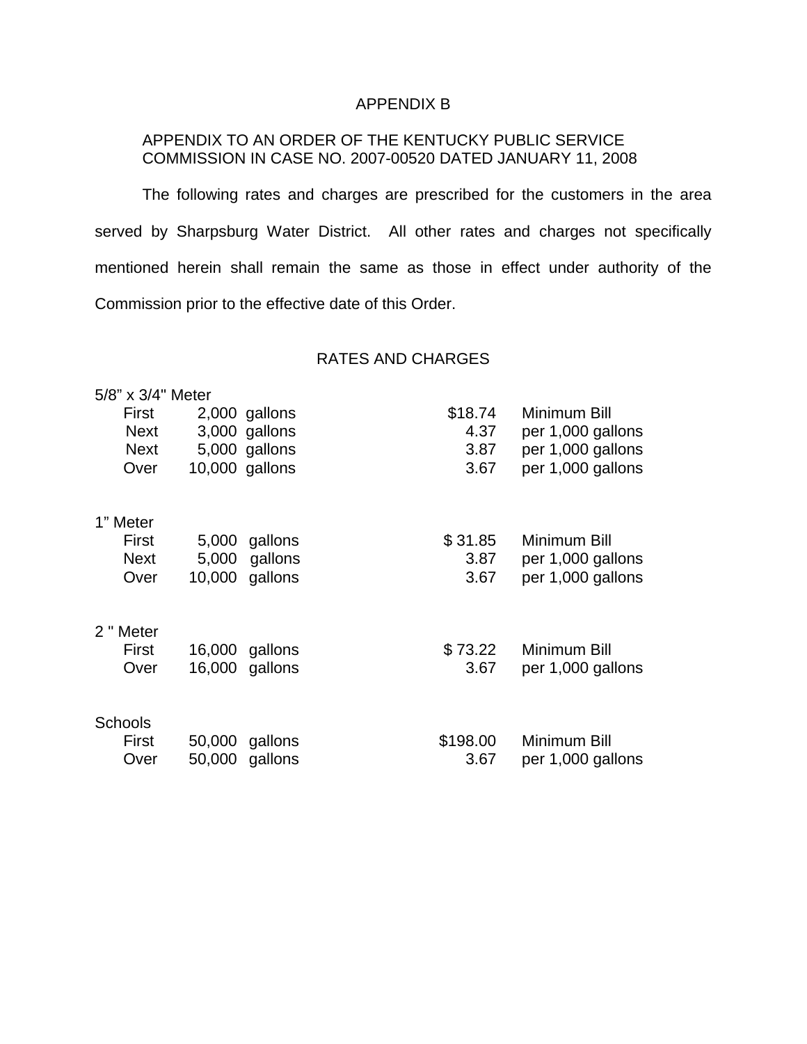# APPENDIX B

APPENDIX TO AN ORDER OF THE KENTUCKY PUBLIC SERVICE COMMISSION IN CASE NO. 2007-00520 DATED JANUARY 11, 2008

The following rates and charges are prescribed for the customers in the area served by Sharpsburg Water District. All other rates and charges not specifically mentioned herein shall remain the same as those in effect under authority of the Commission prior to the effective date of this Order.

## RATES AND CHARGES

| | | | |
|---|---|---|---|
| **5/8" x 3/4" Meter** | | | |
| First | 2,000 gallons | $18.74 | Minimum Bill |
| Next | 3,000 gallons | 4.37 | per 1,000 gallons |
| Next | 5,000 gallons | 3.87 | per 1,000 gallons |
| Over | 10,000 gallons | 3.67 | per 1,000 gallons |
| **1" Meter** | | | |
| First | 5,000 gallons | $ 31.85 | Minimum Bill |
| Next | 5,000 gallons | 3.87 | per 1,000 gallons |
| Over | 10,000 gallons | 3.67 | per 1,000 gallons |
| **2 " Meter** | | | |
| First | 16,000 gallons | $ 73.22 | Minimum Bill |
| Over | 16,000 gallons | 3.67 | per 1,000 gallons |
| **Schools** | | | |
| First | 50,000 gallons | $198.00 | Minimum Bill |
| Over | 50,000 gallons | 3.67 | per 1,000 gallons |